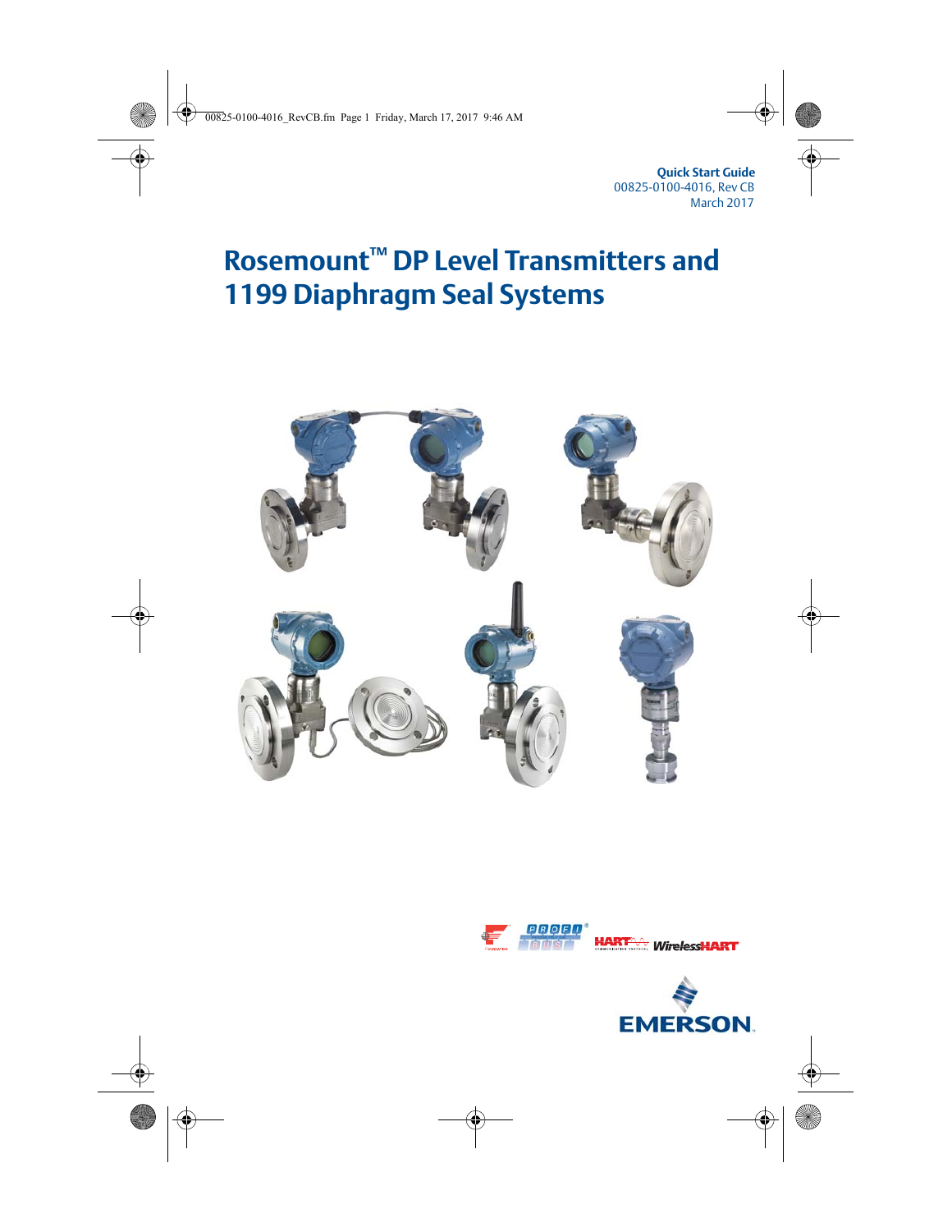**Quick Start Guide**
00825-0100-4016, Rev CB
March 2017

# Rosemount™ DP Level Transmitters and 1199 Diaphragm Seal Systems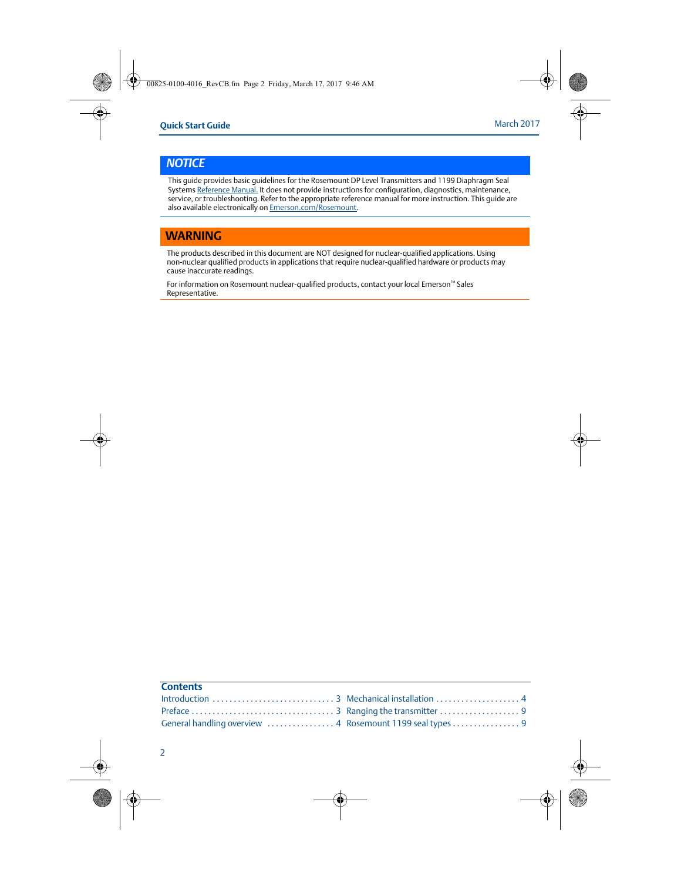## *NOTICE*

This guide provides basic guidelines for the Rosemount DP Level Transmitters and 1199 Diaphragm Seal Systems Reference Manual. It does not provide instructions for configuration, diagnostics, maintenance, service, or troubleshooting. Refer to the appropriate reference manual for more instruction. This guide are also available electronically on Emerson.com/Rosemount.

## WARNING

The products described in this document are NOT designed for nuclear-qualified applications. Using non-nuclear qualified products in applications that require nuclear-qualified hardware or products may cause inaccurate readings.

For information on Rosemount nuclear-qualified products, contact your local Emerson™ Sales Representative.

## Contents

- Introduction . . . . . . . . . . . . . . . . . . . . . . . . . . . . . 3
- Preface . . . . . . . . . . . . . . . . . . . . . . . . . . . . . . . . . 3
- General handling overview . . . . . . . . . . . . . . . . 4
- Mechanical installation . . . . . . . . . . . . . . . . . . . . 4
- Ranging the transmitter . . . . . . . . . . . . . . . . . . . 9
- Rosemount 1199 seal types . . . . . . . . . . . . . . . . 9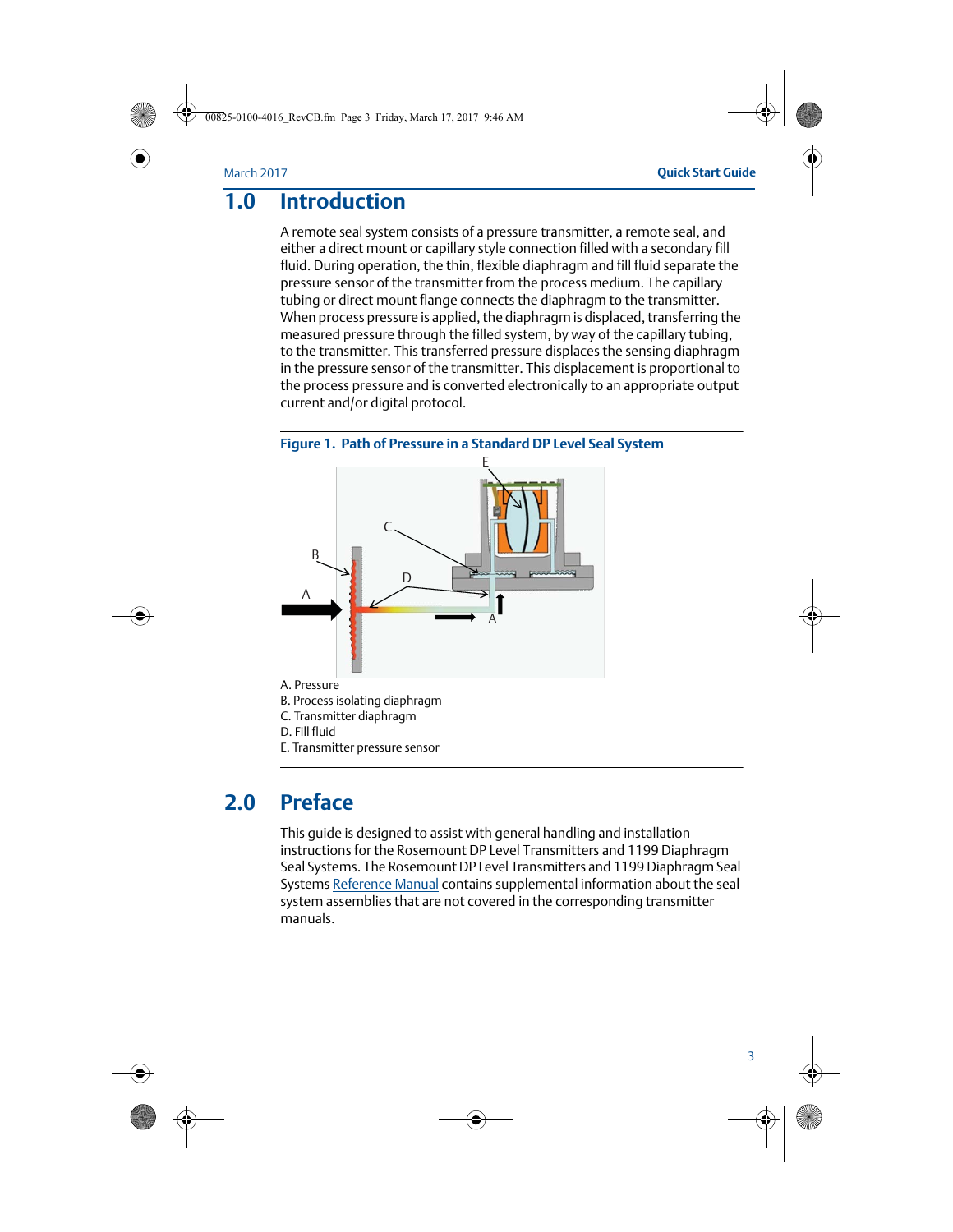## 1.0 Introduction

A remote seal system consists of a pressure transmitter, a remote seal, and either a direct mount or capillary style connection filled with a secondary fill fluid. During operation, the thin, flexible diaphragm and fill fluid separate the pressure sensor of the transmitter from the process medium. The capillary tubing or direct mount flange connects the diaphragm to the transmitter. When process pressure is applied, the diaphragm is displaced, transferring the measured pressure through the filled system, by way of the capillary tubing, to the transmitter. This transferred pressure displaces the sensing diaphragm in the pressure sensor of the transmitter. This displacement is proportional to the process pressure and is converted electronically to an appropriate output current and/or digital protocol.

**Figure 1. Path of Pressure in a Standard DP Level Seal System**

A. Pressure
B. Process isolating diaphragm
C. Transmitter diaphragm
D. Fill fluid
E. Transmitter pressure sensor

## 2.0 Preface

This guide is designed to assist with general handling and installation instructions for the Rosemount DP Level Transmitters and 1199 Diaphragm Seal Systems. The Rosemount DP Level Transmitters and 1199 Diaphragm Seal Systems Reference Manual contains supplemental information about the seal system assemblies that are not covered in the corresponding transmitter manuals.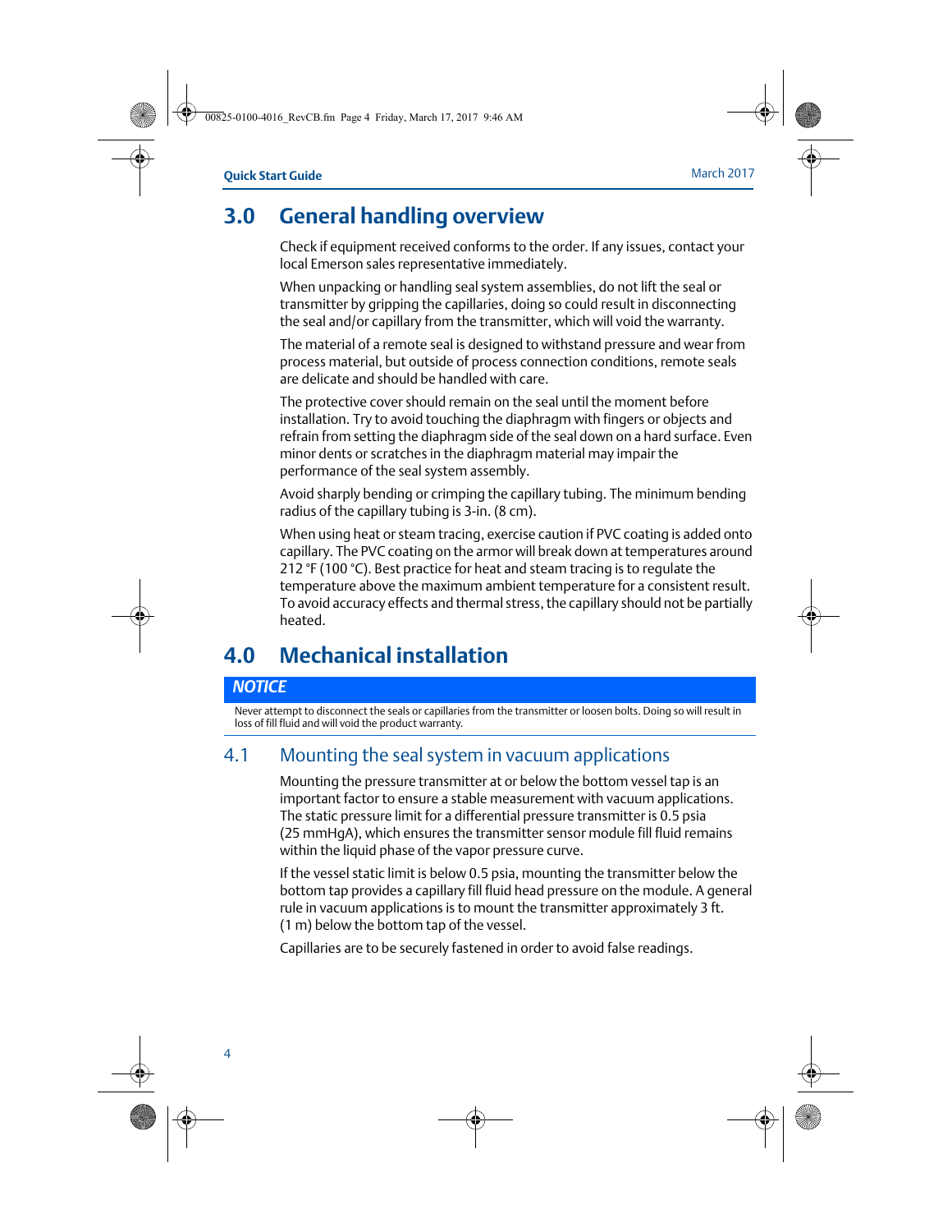# 3.0 General handling overview

Check if equipment received conforms to the order. If any issues, contact your local Emerson sales representative immediately.

When unpacking or handling seal system assemblies, do not lift the seal or transmitter by gripping the capillaries, doing so could result in disconnecting the seal and/or capillary from the transmitter, which will void the warranty.

The material of a remote seal is designed to withstand pressure and wear from process material, but outside of process connection conditions, remote seals are delicate and should be handled with care.

The protective cover should remain on the seal until the moment before installation. Try to avoid touching the diaphragm with fingers or objects and refrain from setting the diaphragm side of the seal down on a hard surface. Even minor dents or scratches in the diaphragm material may impair the performance of the seal system assembly.

Avoid sharply bending or crimping the capillary tubing. The minimum bending radius of the capillary tubing is 3-in. (8 cm).

When using heat or steam tracing, exercise caution if PVC coating is added onto capillary. The PVC coating on the armor will break down at temperatures around 212 °F (100 °C). Best practice for heat and steam tracing is to regulate the temperature above the maximum ambient temperature for a consistent result. To avoid accuracy effects and thermal stress, the capillary should not be partially heated.

# 4.0 Mechanical installation

***NOTICE***

Never attempt to disconnect the seals or capillaries from the transmitter or loosen bolts. Doing so will result in loss of fill fluid and will void the product warranty.

## 4.1 Mounting the seal system in vacuum applications

Mounting the pressure transmitter at or below the bottom vessel tap is an important factor to ensure a stable measurement with vacuum applications. The static pressure limit for a differential pressure transmitter is 0.5 psia (25 mmHgA), which ensures the transmitter sensor module fill fluid remains within the liquid phase of the vapor pressure curve.

If the vessel static limit is below 0.5 psia, mounting the transmitter below the bottom tap provides a capillary fill fluid head pressure on the module. A general rule in vacuum applications is to mount the transmitter approximately 3 ft. (1 m) below the bottom tap of the vessel.

Capillaries are to be securely fastened in order to avoid false readings.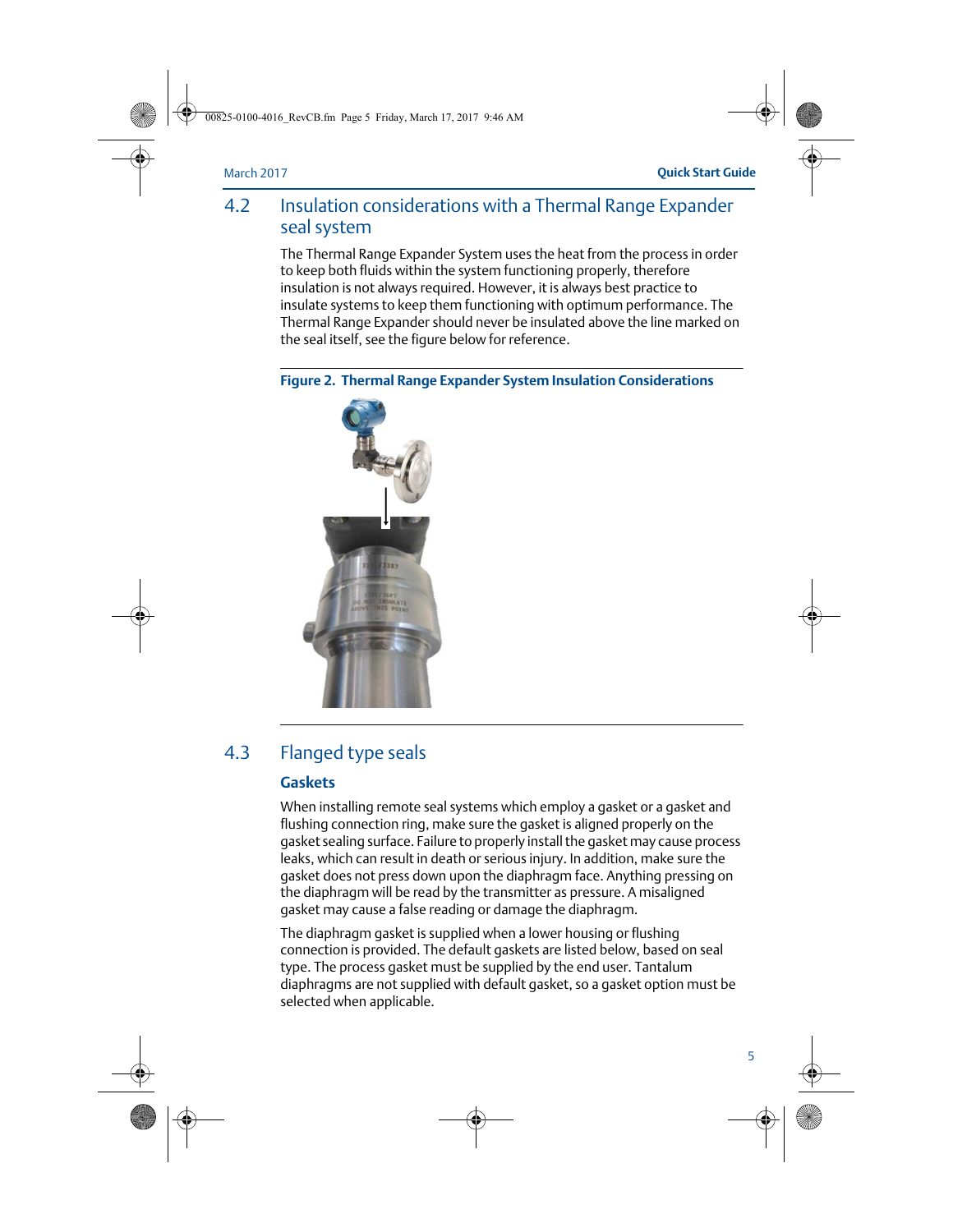## 4.2 Insulation considerations with a Thermal Range Expander seal system

The Thermal Range Expander System uses the heat from the process in order to keep both fluids within the system functioning properly, therefore insulation is not always required. However, it is always best practice to insulate systems to keep them functioning with optimum performance. The Thermal Range Expander should never be insulated above the line marked on the seal itself, see the figure below for reference.

**Figure 2. Thermal Range Expander System Insulation Considerations**

## 4.3 Flanged type seals

### Gaskets

When installing remote seal systems which employ a gasket or a gasket and flushing connection ring, make sure the gasket is aligned properly on the gasket sealing surface. Failure to properly install the gasket may cause process leaks, which can result in death or serious injury. In addition, make sure the gasket does not press down upon the diaphragm face. Anything pressing on the diaphragm will be read by the transmitter as pressure. A misaligned gasket may cause a false reading or damage the diaphragm.

The diaphragm gasket is supplied when a lower housing or flushing connection is provided. The default gaskets are listed below, based on seal type. The process gasket must be supplied by the end user. Tantalum diaphragms are not supplied with default gasket, so a gasket option must be selected when applicable.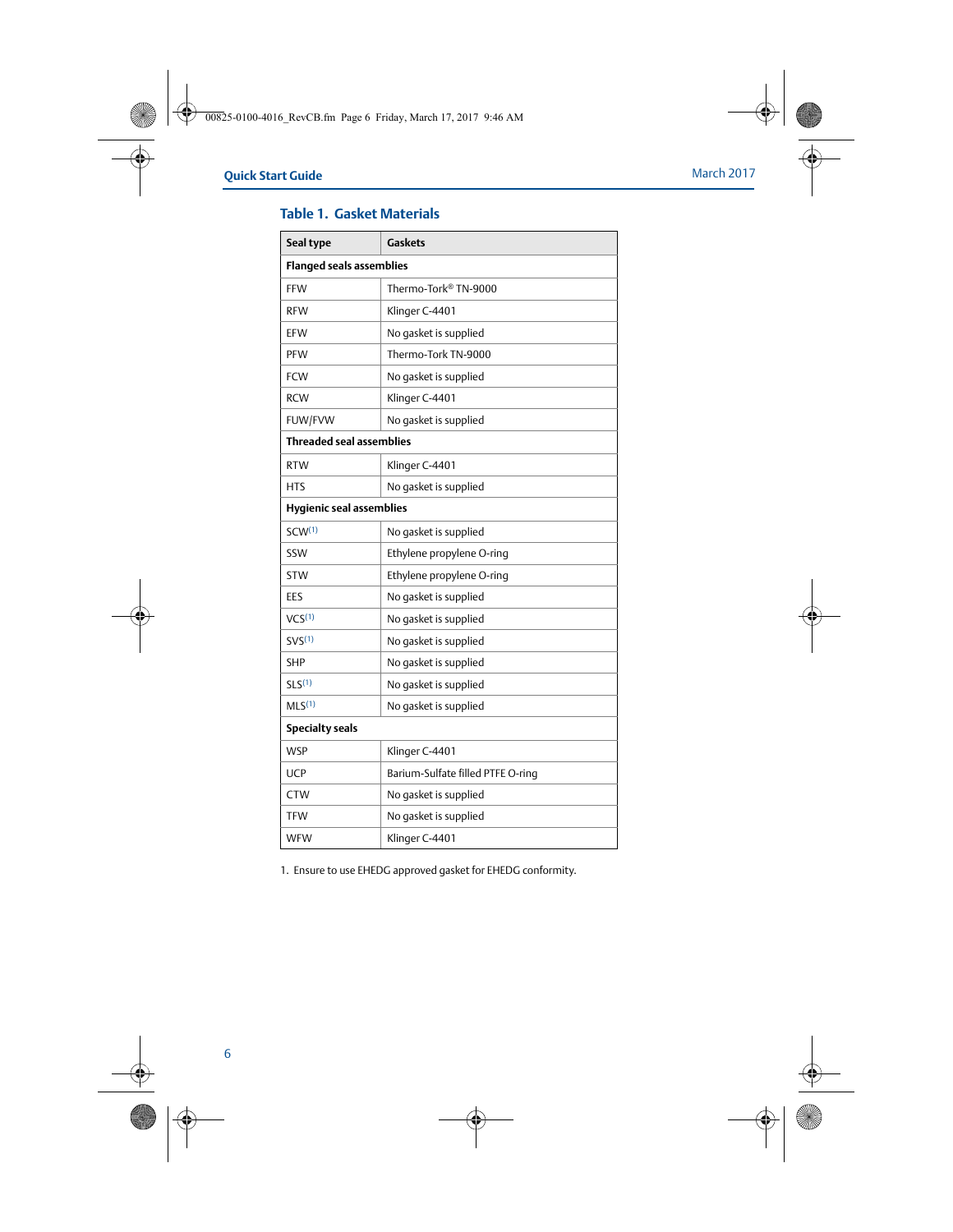## Table 1. Gasket Materials

| Seal type | Gaskets |
|---|---|
| **Flanged seals assemblies** | |
| FFW | Thermo-Tork® TN-9000 |
| RFW | Klinger C-4401 |
| EFW | No gasket is supplied |
| PFW | Thermo-Tork TN-9000 |
| FCW | No gasket is supplied |
| RCW | Klinger C-4401 |
| FUW/FVW | No gasket is supplied |
| **Threaded seal assemblies** | |
| RTW | Klinger C-4401 |
| HTS | No gasket is supplied |
| **Hygienic seal assemblies** | |
| SCW[1] | No gasket is supplied |
| SSW | Ethylene propylene O-ring |
| STW | Ethylene propylene O-ring |
| EES | No gasket is supplied |
| VCS[1] | No gasket is supplied |
| SVS[1] | No gasket is supplied |
| SHP | No gasket is supplied |
| SLS[1] | No gasket is supplied |
| MLS[1] | No gasket is supplied |
| **Specialty seals** | |
| WSP | Klinger C-4401 |
| UCP | Barium-Sulfate filled PTFE O-ring |
| CTW | No gasket is supplied |
| TFW | No gasket is supplied |
| WFW | Klinger C-4401 |

1. Ensure to use EHEDG approved gasket for EHEDG conformity.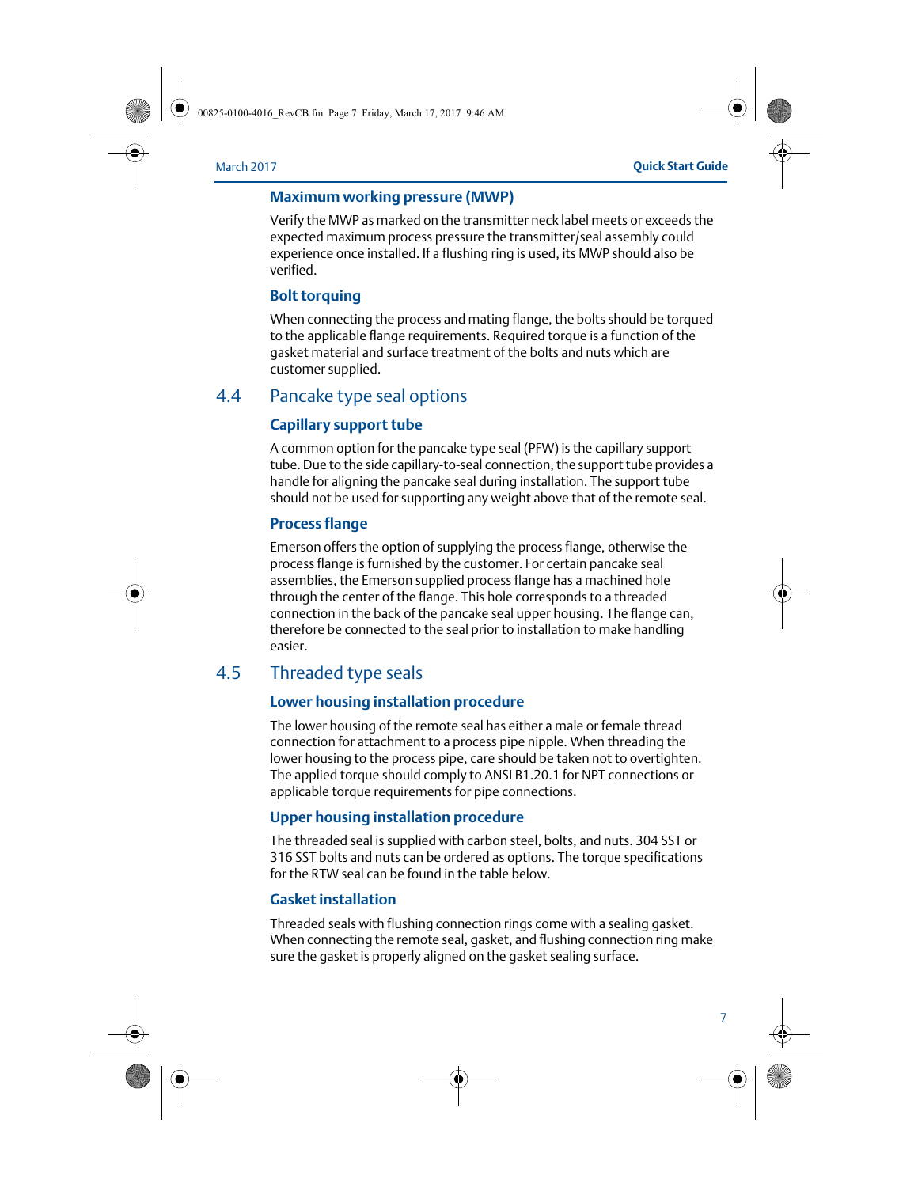### Maximum working pressure (MWP)

Verify the MWP as marked on the transmitter neck label meets or exceeds the expected maximum process pressure the transmitter/seal assembly could experience once installed. If a flushing ring is used, its MWP should also be verified.

### Bolt torquing

When connecting the process and mating flange, the bolts should be torqued to the applicable flange requirements. Required torque is a function of the gasket material and surface treatment of the bolts and nuts which are customer supplied.

## 4.4 Pancake type seal options

### Capillary support tube

A common option for the pancake type seal (PFW) is the capillary support tube. Due to the side capillary-to-seal connection, the support tube provides a handle for aligning the pancake seal during installation. The support tube should not be used for supporting any weight above that of the remote seal.

### Process flange

Emerson offers the option of supplying the process flange, otherwise the process flange is furnished by the customer. For certain pancake seal assemblies, the Emerson supplied process flange has a machined hole through the center of the flange. This hole corresponds to a threaded connection in the back of the pancake seal upper housing. The flange can, therefore be connected to the seal prior to installation to make handling easier.

## 4.5 Threaded type seals

### Lower housing installation procedure

The lower housing of the remote seal has either a male or female thread connection for attachment to a process pipe nipple. When threading the lower housing to the process pipe, care should be taken not to overtighten. The applied torque should comply to ANSI B1.20.1 for NPT connections or applicable torque requirements for pipe connections.

### Upper housing installation procedure

The threaded seal is supplied with carbon steel, bolts, and nuts. 304 SST or 316 SST bolts and nuts can be ordered as options. The torque specifications for the RTW seal can be found in the table below.

### Gasket installation

Threaded seals with flushing connection rings come with a sealing gasket. When connecting the remote seal, gasket, and flushing connection ring make sure the gasket is properly aligned on the gasket sealing surface.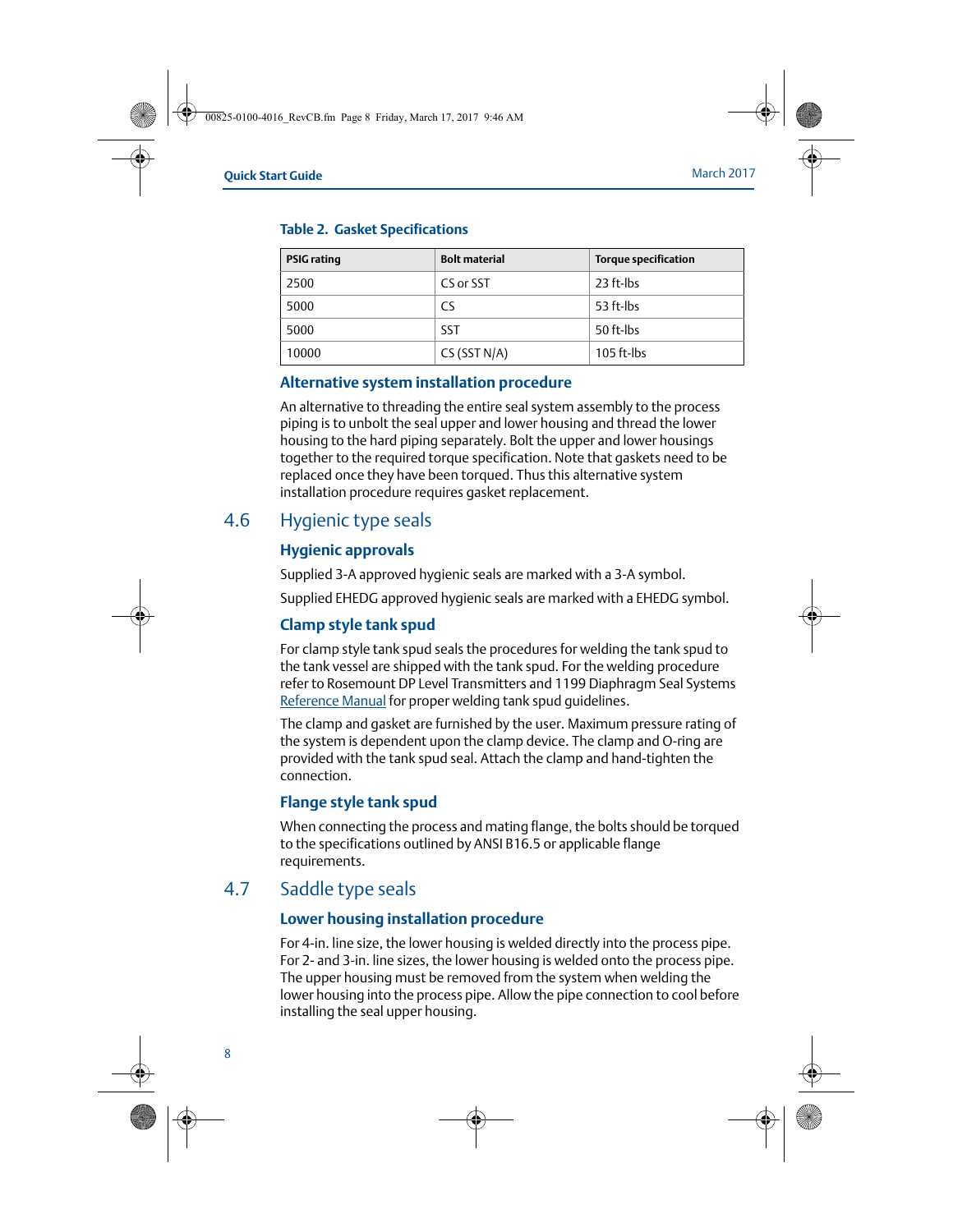### Table 2. Gasket Specifications

| PSIG rating | Bolt material | Torque specification |
|---|---|---|
| 2500 | CS or SST | 23 ft-lbs |
| 5000 | CS | 53 ft-lbs |
| 5000 | SST | 50 ft-lbs |
| 10000 | CS (SST N/A) | 105 ft-lbs |

### Alternative system installation procedure

An alternative to threading the entire seal system assembly to the process piping is to unbolt the seal upper and lower housing and thread the lower housing to the hard piping separately. Bolt the upper and lower housings together to the required torque specification. Note that gaskets need to be replaced once they have been torqued. Thus this alternative system installation procedure requires gasket replacement.

## 4.6 Hygienic type seals

### Hygienic approvals

Supplied 3-A approved hygienic seals are marked with a 3-A symbol.

Supplied EHEDG approved hygienic seals are marked with a EHEDG symbol.

### Clamp style tank spud

For clamp style tank spud seals the procedures for welding the tank spud to the tank vessel are shipped with the tank spud. For the welding procedure refer to Rosemount DP Level Transmitters and 1199 Diaphragm Seal Systems Reference Manual for proper welding tank spud guidelines.

The clamp and gasket are furnished by the user. Maximum pressure rating of the system is dependent upon the clamp device. The clamp and O-ring are provided with the tank spud seal. Attach the clamp and hand-tighten the connection.

### Flange style tank spud

When connecting the process and mating flange, the bolts should be torqued to the specifications outlined by ANSI B16.5 or applicable flange requirements.

## 4.7 Saddle type seals

### Lower housing installation procedure

For 4-in. line size, the lower housing is welded directly into the process pipe. For 2- and 3-in. line sizes, the lower housing is welded onto the process pipe. The upper housing must be removed from the system when welding the lower housing into the process pipe. Allow the pipe connection to cool before installing the seal upper housing.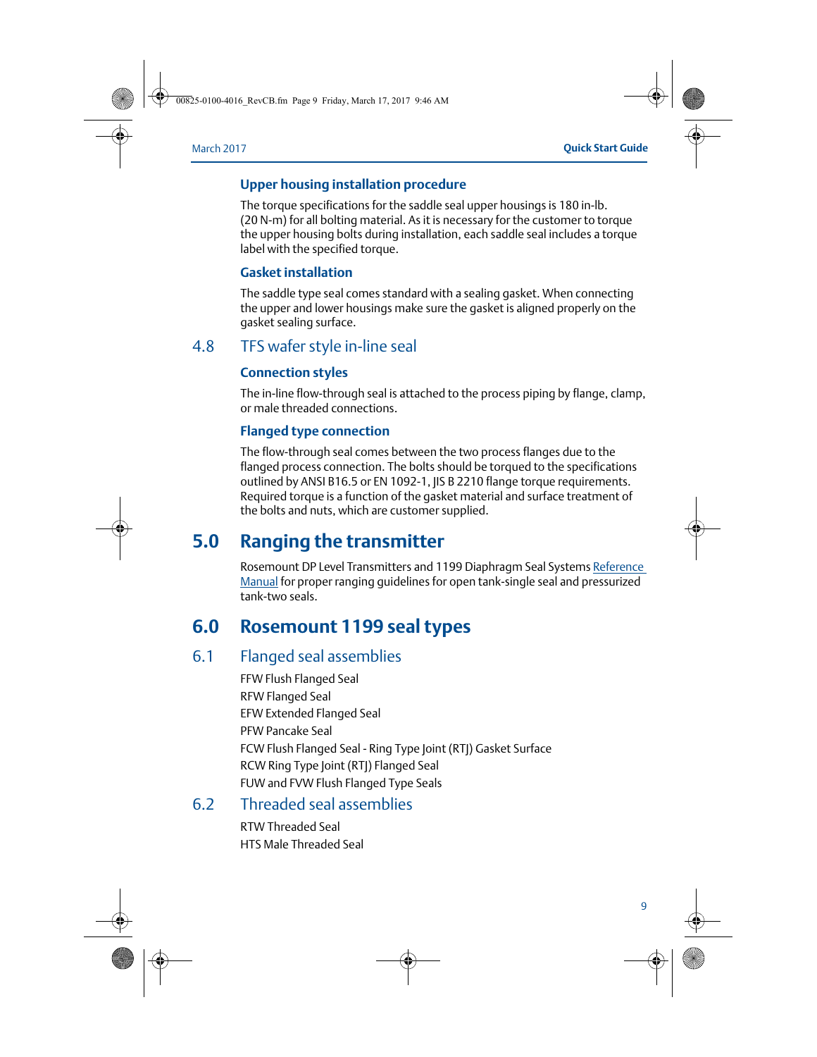### Upper housing installation procedure

The torque specifications for the saddle seal upper housings is 180 in-lb. (20 N-m) for all bolting material. As it is necessary for the customer to torque the upper housing bolts during installation, each saddle seal includes a torque label with the specified torque.

### Gasket installation

The saddle type seal comes standard with a sealing gasket. When connecting the upper and lower housings make sure the gasket is aligned properly on the gasket sealing surface.

## 4.8 TFS wafer style in-line seal

### Connection styles

The in-line flow-through seal is attached to the process piping by flange, clamp, or male threaded connections.

### Flanged type connection

The flow-through seal comes between the two process flanges due to the flanged process connection. The bolts should be torqued to the specifications outlined by ANSI B16.5 or EN 1092-1, JIS B 2210 flange torque requirements. Required torque is a function of the gasket material and surface treatment of the bolts and nuts, which are customer supplied.

# 5.0 Ranging the transmitter

Rosemount DP Level Transmitters and 1199 Diaphragm Seal Systems Reference Manual for proper ranging guidelines for open tank-single seal and pressurized tank-two seals.

# 6.0 Rosemount 1199 seal types

## 6.1 Flanged seal assemblies

FFW Flush Flanged Seal

RFW Flanged Seal

EFW Extended Flanged Seal

PFW Pancake Seal

FCW Flush Flanged Seal - Ring Type Joint (RTJ) Gasket Surface

RCW Ring Type Joint (RTJ) Flanged Seal

FUW and FVW Flush Flanged Type Seals

## 6.2 Threaded seal assemblies

RTW Threaded Seal

HTS Male Threaded Seal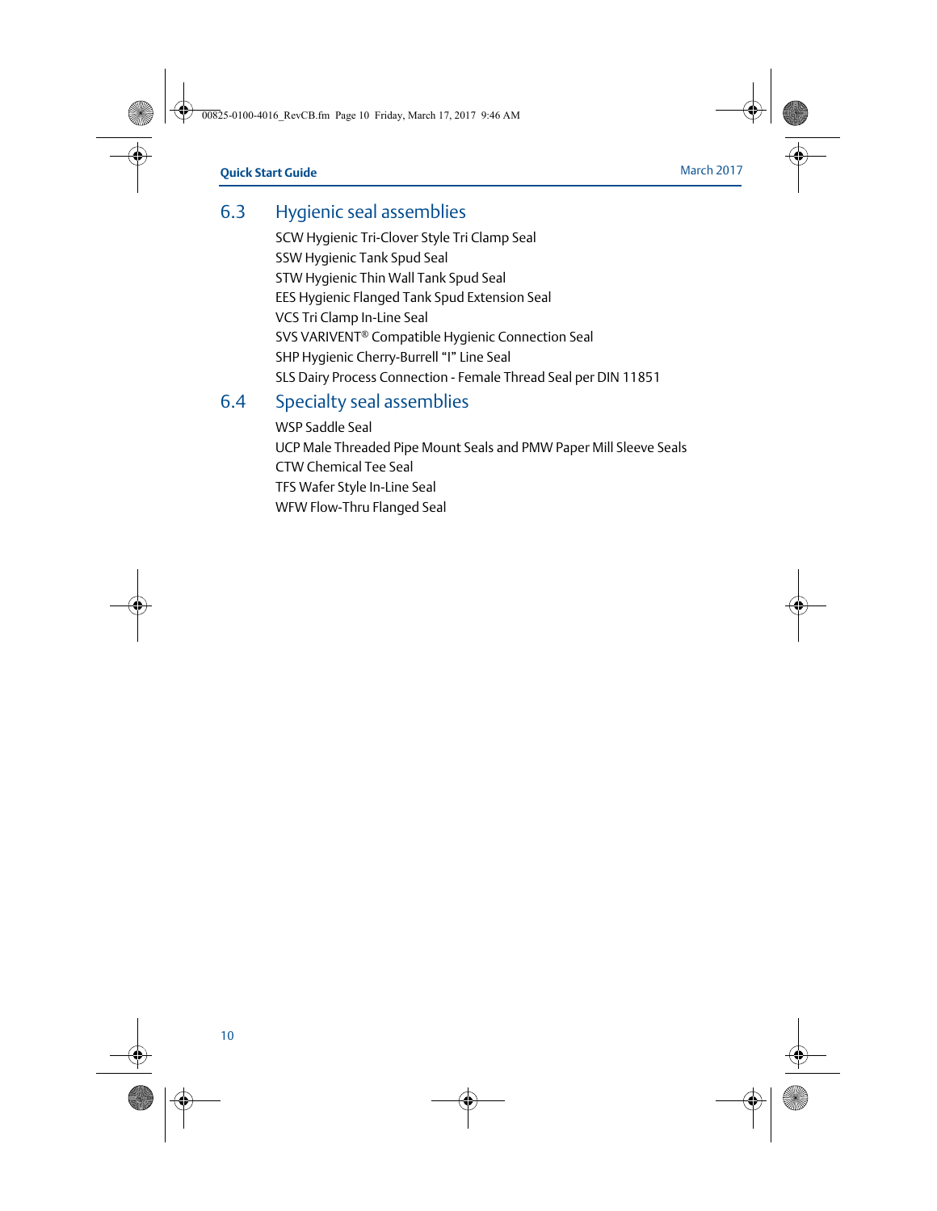## 6.3 Hygienic seal assemblies

SCW Hygienic Tri-Clover Style Tri Clamp Seal
SSW Hygienic Tank Spud Seal
STW Hygienic Thin Wall Tank Spud Seal
EES Hygienic Flanged Tank Spud Extension Seal
VCS Tri Clamp In-Line Seal
SVS VARIVENT® Compatible Hygienic Connection Seal
SHP Hygienic Cherry-Burrell "I" Line Seal
SLS Dairy Process Connection - Female Thread Seal per DIN 11851

## 6.4 Specialty seal assemblies

WSP Saddle Seal
UCP Male Threaded Pipe Mount Seals and PMW Paper Mill Sleeve Seals
CTW Chemical Tee Seal
TFS Wafer Style In-Line Seal
WFW Flow-Thru Flanged Seal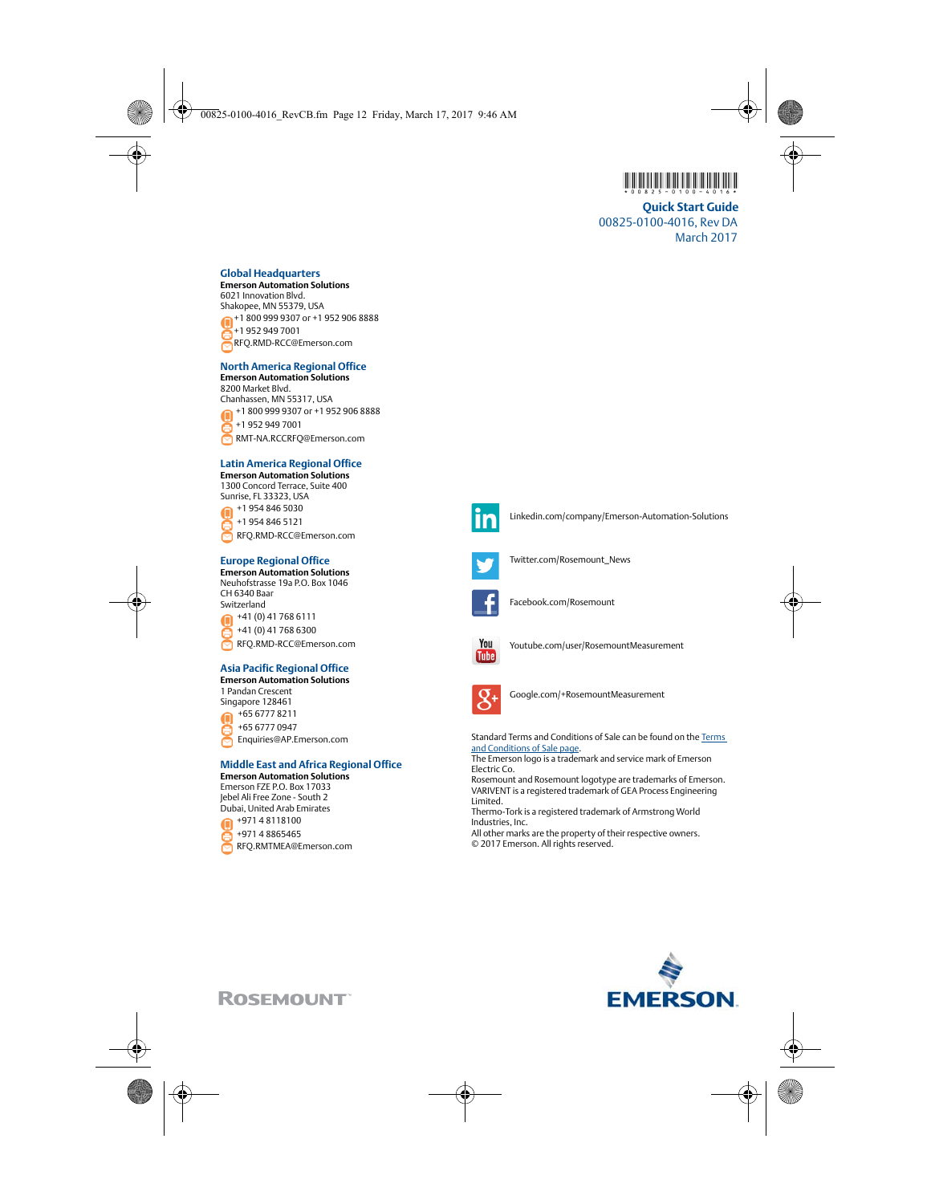Quick Start Guide
00825-0100-4016, Rev DA
March 2017

## Global Headquarters
**Emerson Automation Solutions**
6021 Innovation Blvd.
Shakopee, MN 55379, USA
+1 800 999 9307 or +1 952 906 8888
+1 952 949 7001
RFQ.RMD-RCC@Emerson.com

## North America Regional Office
**Emerson Automation Solutions**
8200 Market Blvd.
Chanhassen, MN 55317, USA
+1 800 999 9307 or +1 952 906 8888
+1 952 949 7001
RMT-NA.RCCRFQ@Emerson.com

## Latin America Regional Office
**Emerson Automation Solutions**
1300 Concord Terrace, Suite 400
Sunrise, FL 33323, USA
+1 954 846 5030
+1 954 846 5121
RFQ.RMD-RCC@Emerson.com

## Europe Regional Office
**Emerson Automation Solutions**
Neuhofstrasse 19a P.O. Box 1046
CH 6340 Baar
Switzerland
+41 (0) 41 768 6111
+41 (0) 41 768 6300
RFQ.RMD-RCC@Emerson.com

## Asia Pacific Regional Office
**Emerson Automation Solutions**
1 Pandan Crescent
Singapore 128461
+65 6777 8211
+65 6777 0947
Enquiries@AP.Emerson.com

## Middle East and Africa Regional Office
**Emerson Automation Solutions**
Emerson FZE P.O. Box 17033
Jebel Ali Free Zone - South 2
Dubai, United Arab Emirates
+971 4 8118100
+971 4 8865465
RFQ.RMTMEA@Emerson.com

Linkedin.com/company/Emerson-Automation-Solutions

Twitter.com/Rosemount_News

Facebook.com/Rosemount

Youtube.com/user/RosemountMeasurement

Google.com/+RosemountMeasurement

Standard Terms and Conditions of Sale can be found on the Terms and Conditions of Sale page.
The Emerson logo is a trademark and service mark of Emerson Electric Co.
Rosemount and Rosemount logotype are trademarks of Emerson.
VARIVENT is a registered trademark of GEA Process Engineering Limited.
Thermo-Tork is a registered trademark of Armstrong World Industries, Inc.
All other marks are the property of their respective owners.
© 2017 Emerson. All rights reserved.

ROSEMOUNT

EMERSON.